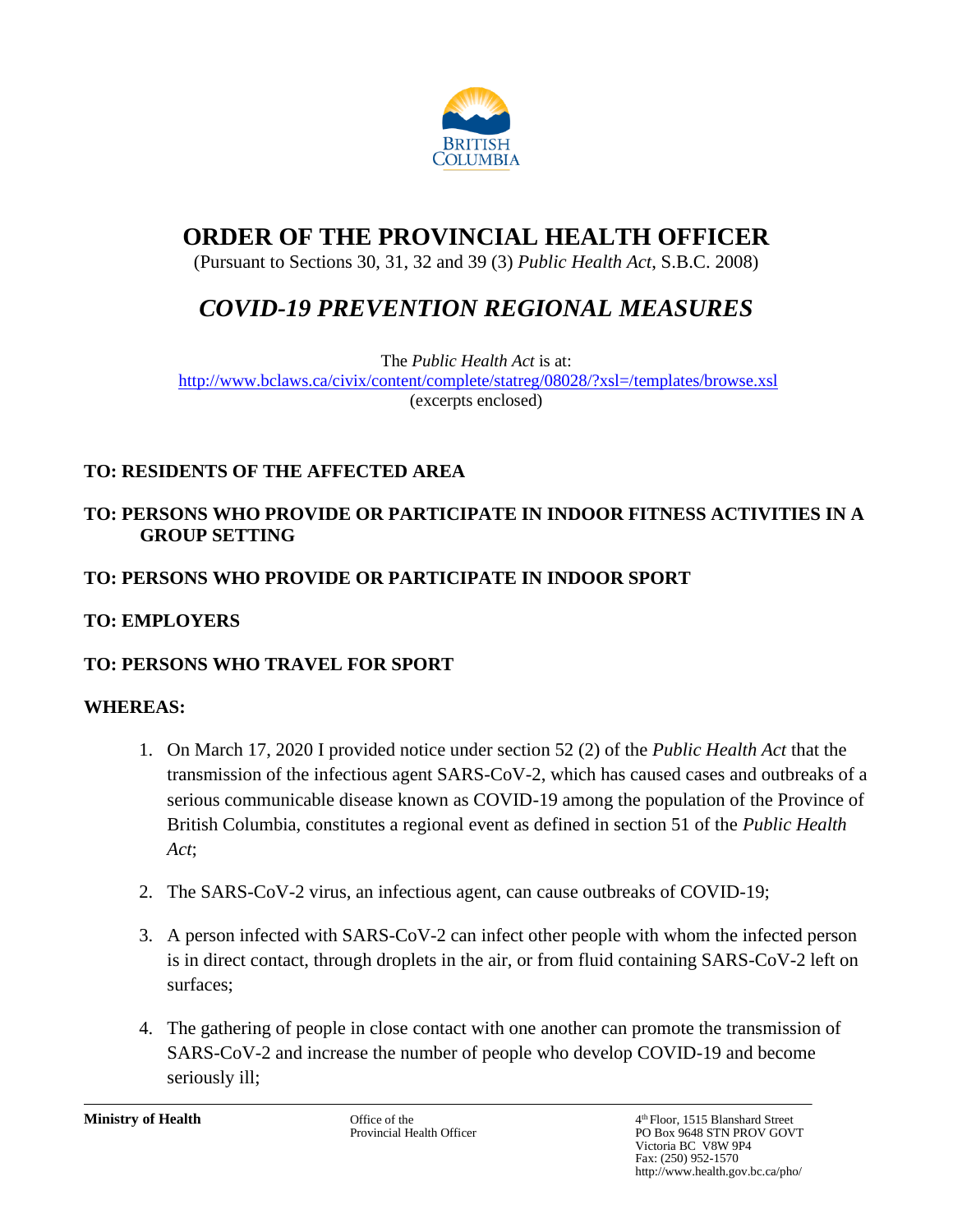# ORDER OF THE PROVINCIAL HEALTH OFFICER

(Pursuant to Sections 30, 31, 32 and 39 (3) *Public Health Act*, S.B.C. 2008)

## *COVID-19 PREVENTION REGIONAL MEASURES*

The *Public Health Act* is at:
http://www.bclaws.ca/civix/content/complete/statreg/08028/?xsl=/templates/browse.xsl
(excerpts enclosed)

**TO: RESIDENTS OF THE AFFECTED AREA**

**TO: PERSONS WHO PROVIDE OR PARTICIPATE IN INDOOR FITNESS ACTIVITIES IN A GROUP SETTING**

**TO: PERSONS WHO PROVIDE OR PARTICIPATE IN INDOOR SPORT**

**TO: EMPLOYERS**

**TO: PERSONS WHO TRAVEL FOR SPORT**

**WHEREAS:**

1. On March 17, 2020 I provided notice under section 52 (2) of the *Public Health Act* that the transmission of the infectious agent SARS-CoV-2, which has caused cases and outbreaks of a serious communicable disease known as COVID-19 among the population of the Province of British Columbia, constitutes a regional event as defined in section 51 of the *Public Health Act*;

2. The SARS-CoV-2 virus, an infectious agent, can cause outbreaks of COVID-19;

3. A person infected with SARS-CoV-2 can infect other people with whom the infected person is in direct contact, through droplets in the air, or from fluid containing SARS-CoV-2 left on surfaces;

4. The gathering of people in close contact with one another can promote the transmission of SARS-CoV-2 and increase the number of people who develop COVID-19 and become seriously ill;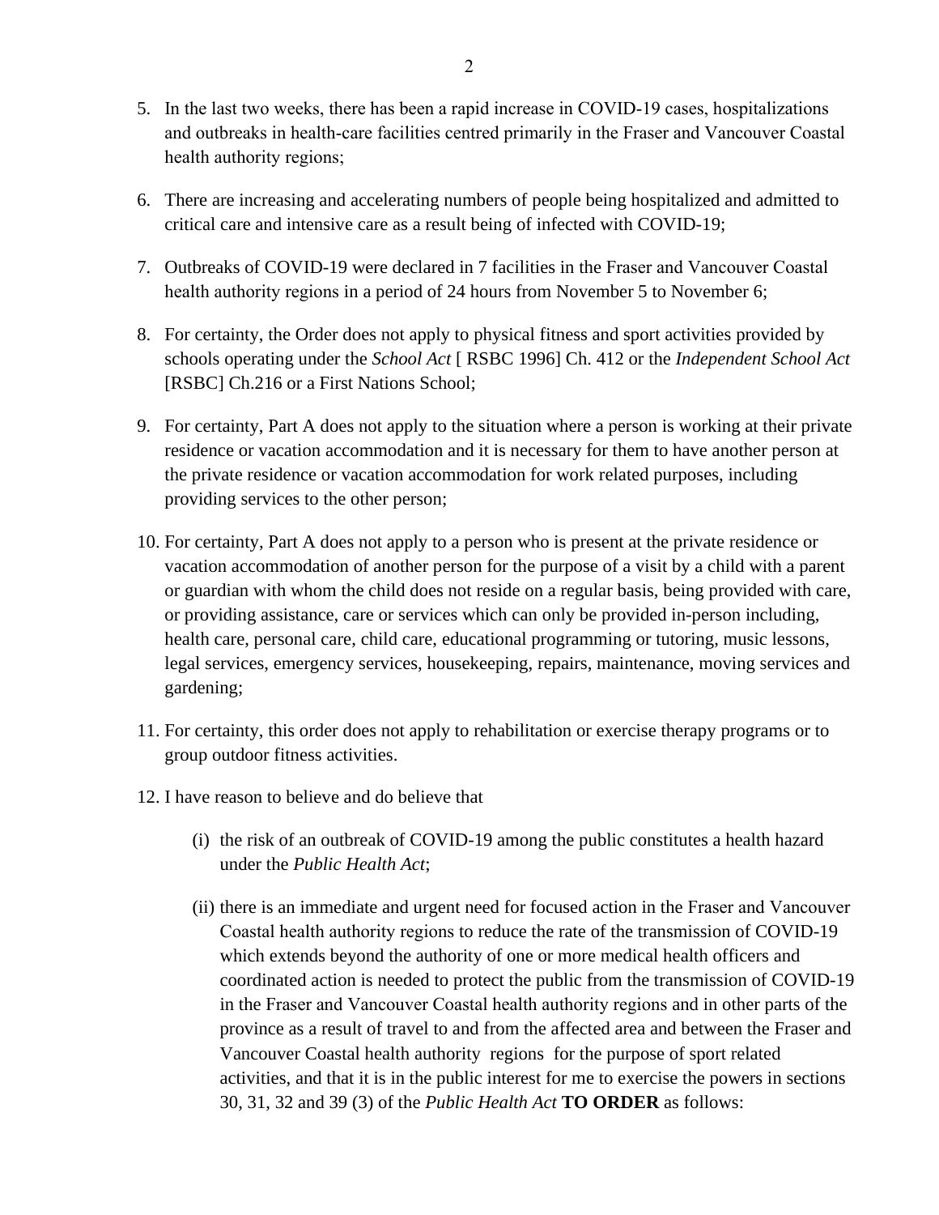5. In the last two weeks, there has been a rapid increase in COVID-19 cases, hospitalizations and outbreaks in health-care facilities centred primarily in the Fraser and Vancouver Coastal health authority regions;

6. There are increasing and accelerating numbers of people being hospitalized and admitted to critical care and intensive care as a result being of infected with COVID-19;

7. Outbreaks of COVID-19 were declared in 7 facilities in the Fraser and Vancouver Coastal health authority regions in a period of 24 hours from November 5 to November 6;

8. For certainty, the Order does not apply to physical fitness and sport activities provided by schools operating under the *School Act* [ RSBC 1996] Ch. 412 or the *Independent School Act* [RSBC] Ch.216 or a First Nations School;

9. For certainty, Part A does not apply to the situation where a person is working at their private residence or vacation accommodation and it is necessary for them to have another person at the private residence or vacation accommodation for work related purposes, including providing services to the other person;

10. For certainty, Part A does not apply to a person who is present at the private residence or vacation accommodation of another person for the purpose of a visit by a child with a parent or guardian with whom the child does not reside on a regular basis, being provided with care, or providing assistance, care or services which can only be provided in-person including, health care, personal care, child care, educational programming or tutoring, music lessons, legal services, emergency services, housekeeping, repairs, maintenance, moving services and gardening;

11. For certainty, this order does not apply to rehabilitation or exercise therapy programs or to group outdoor fitness activities.

12. I have reason to believe and do believe that

    (i) the risk of an outbreak of COVID-19 among the public constitutes a health hazard under the *Public Health Act*;

    (ii) there is an immediate and urgent need for focused action in the Fraser and Vancouver Coastal health authority regions to reduce the rate of the transmission of COVID-19 which extends beyond the authority of one or more medical health officers and coordinated action is needed to protect the public from the transmission of COVID-19 in the Fraser and Vancouver Coastal health authority regions and in other parts of the province as a result of travel to and from the affected area and between the Fraser and Vancouver Coastal health authority regions for the purpose of sport related activities, and that it is in the public interest for me to exercise the powers in sections 30, 31, 32 and 39 (3) of the *Public Health Act* **TO ORDER** as follows: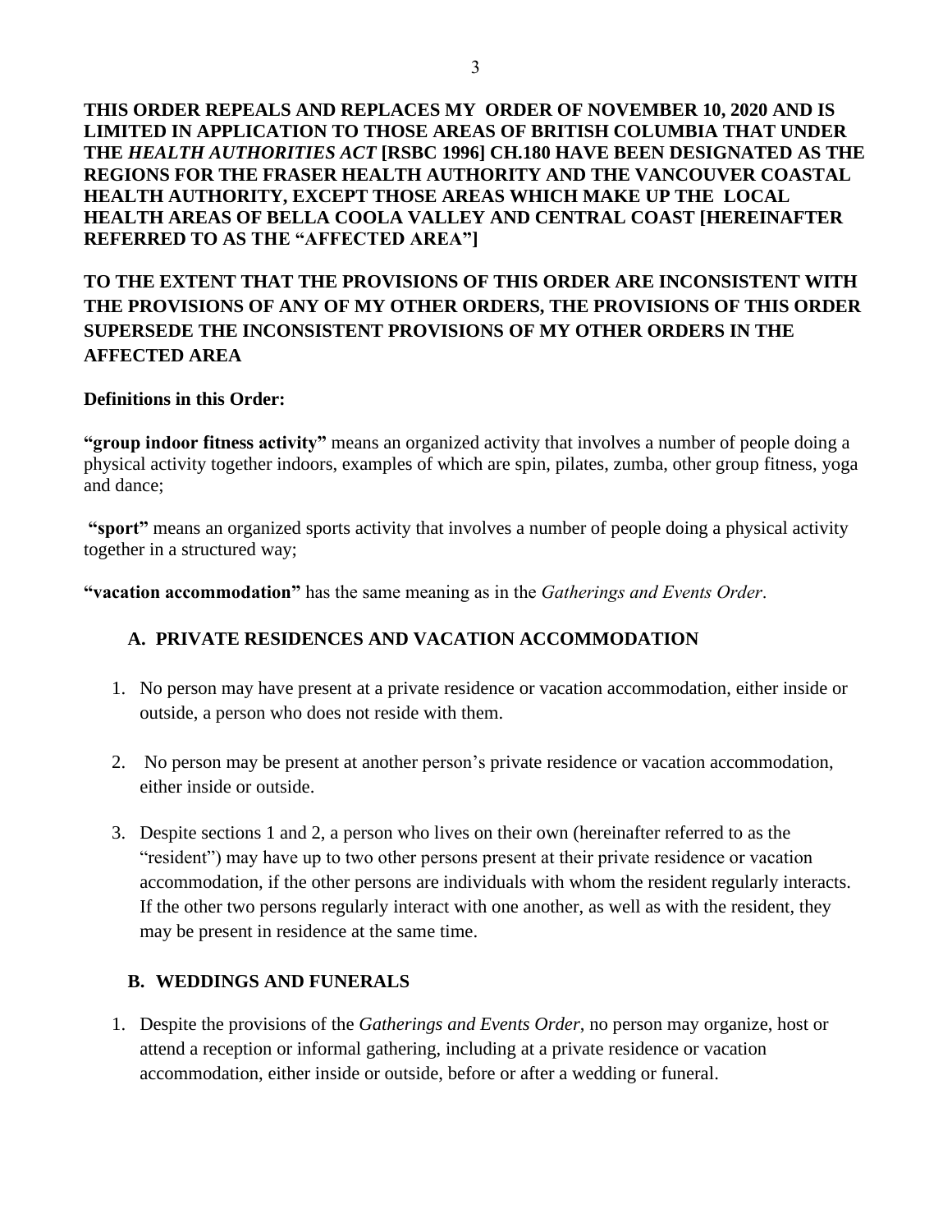**THIS ORDER REPEALS AND REPLACES MY ORDER OF NOVEMBER 10, 2020 AND IS LIMITED IN APPLICATION TO THOSE AREAS OF BRITISH COLUMBIA THAT UNDER THE *HEALTH AUTHORITIES ACT* [RSBC 1996] CH.180 HAVE BEEN DESIGNATED AS THE REGIONS FOR THE FRASER HEALTH AUTHORITY AND THE VANCOUVER COASTAL HEALTH AUTHORITY, EXCEPT THOSE AREAS WHICH MAKE UP THE LOCAL HEALTH AREAS OF BELLA COOLA VALLEY AND CENTRAL COAST [HEREINAFTER REFERRED TO AS THE "AFFECTED AREA"]**

**TO THE EXTENT THAT THE PROVISIONS OF THIS ORDER ARE INCONSISTENT WITH THE PROVISIONS OF ANY OF MY OTHER ORDERS, THE PROVISIONS OF THIS ORDER SUPERSEDE THE INCONSISTENT PROVISIONS OF MY OTHER ORDERS IN THE AFFECTED AREA**

**Definitions in this Order:**

**"group indoor fitness activity"** means an organized activity that involves a number of people doing a physical activity together indoors, examples of which are spin, pilates, zumba, other group fitness, yoga and dance;

**"sport"** means an organized sports activity that involves a number of people doing a physical activity together in a structured way;

**"vacation accommodation"** has the same meaning as in the *Gatherings and Events Order*.

## A. PRIVATE RESIDENCES AND VACATION ACCOMMODATION

1. No person may have present at a private residence or vacation accommodation, either inside or outside, a person who does not reside with them.
2. No person may be present at another person's private residence or vacation accommodation, either inside or outside.
3. Despite sections 1 and 2, a person who lives on their own (hereinafter referred to as the "resident") may have up to two other persons present at their private residence or vacation accommodation, if the other persons are individuals with whom the resident regularly interacts. If the other two persons regularly interact with one another, as well as with the resident, they may be present in residence at the same time.

## B. WEDDINGS AND FUNERALS

1. Despite the provisions of the *Gatherings and Events Order*, no person may organize, host or attend a reception or informal gathering, including at a private residence or vacation accommodation, either inside or outside, before or after a wedding or funeral.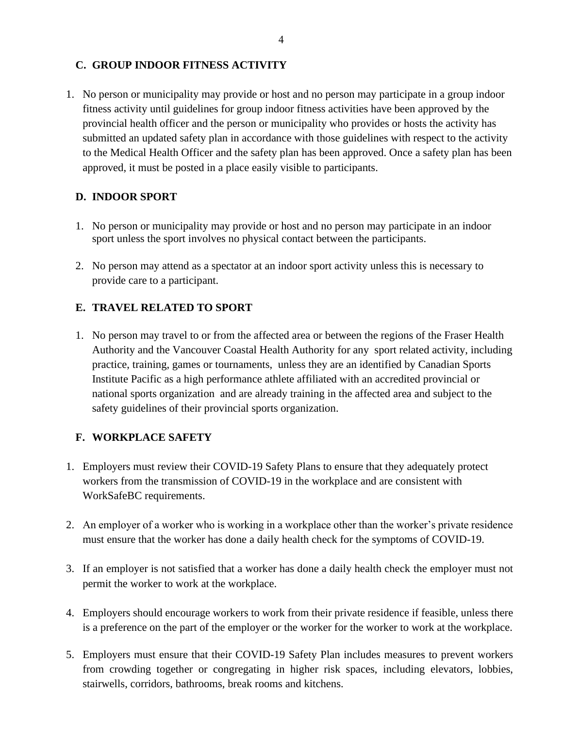## C. GROUP INDOOR FITNESS ACTIVITY

1. No person or municipality may provide or host and no person may participate in a group indoor fitness activity until guidelines for group indoor fitness activities have been approved by the provincial health officer and the person or municipality who provides or hosts the activity has submitted an updated safety plan in accordance with those guidelines with respect to the activity to the Medical Health Officer and the safety plan has been approved. Once a safety plan has been approved, it must be posted in a place easily visible to participants.

## D. INDOOR SPORT

1. No person or municipality may provide or host and no person may participate in an indoor sport unless the sport involves no physical contact between the participants.

2. No person may attend as a spectator at an indoor sport activity unless this is necessary to provide care to a participant.

## E. TRAVEL RELATED TO SPORT

1. No person may travel to or from the affected area or between the regions of the Fraser Health Authority and the Vancouver Coastal Health Authority for any sport related activity, including practice, training, games or tournaments, unless they are an identified by Canadian Sports Institute Pacific as a high performance athlete affiliated with an accredited provincial or national sports organization and are already training in the affected area and subject to the safety guidelines of their provincial sports organization.

## F. WORKPLACE SAFETY

1. Employers must review their COVID-19 Safety Plans to ensure that they adequately protect workers from the transmission of COVID-19 in the workplace and are consistent with WorkSafeBC requirements.

2. An employer of a worker who is working in a workplace other than the worker's private residence must ensure that the worker has done a daily health check for the symptoms of COVID-19.

3. If an employer is not satisfied that a worker has done a daily health check the employer must not permit the worker to work at the workplace.

4. Employers should encourage workers to work from their private residence if feasible, unless there is a preference on the part of the employer or the worker for the worker to work at the workplace.

5. Employers must ensure that their COVID-19 Safety Plan includes measures to prevent workers from crowding together or congregating in higher risk spaces, including elevators, lobbies, stairwells, corridors, bathrooms, break rooms and kitchens.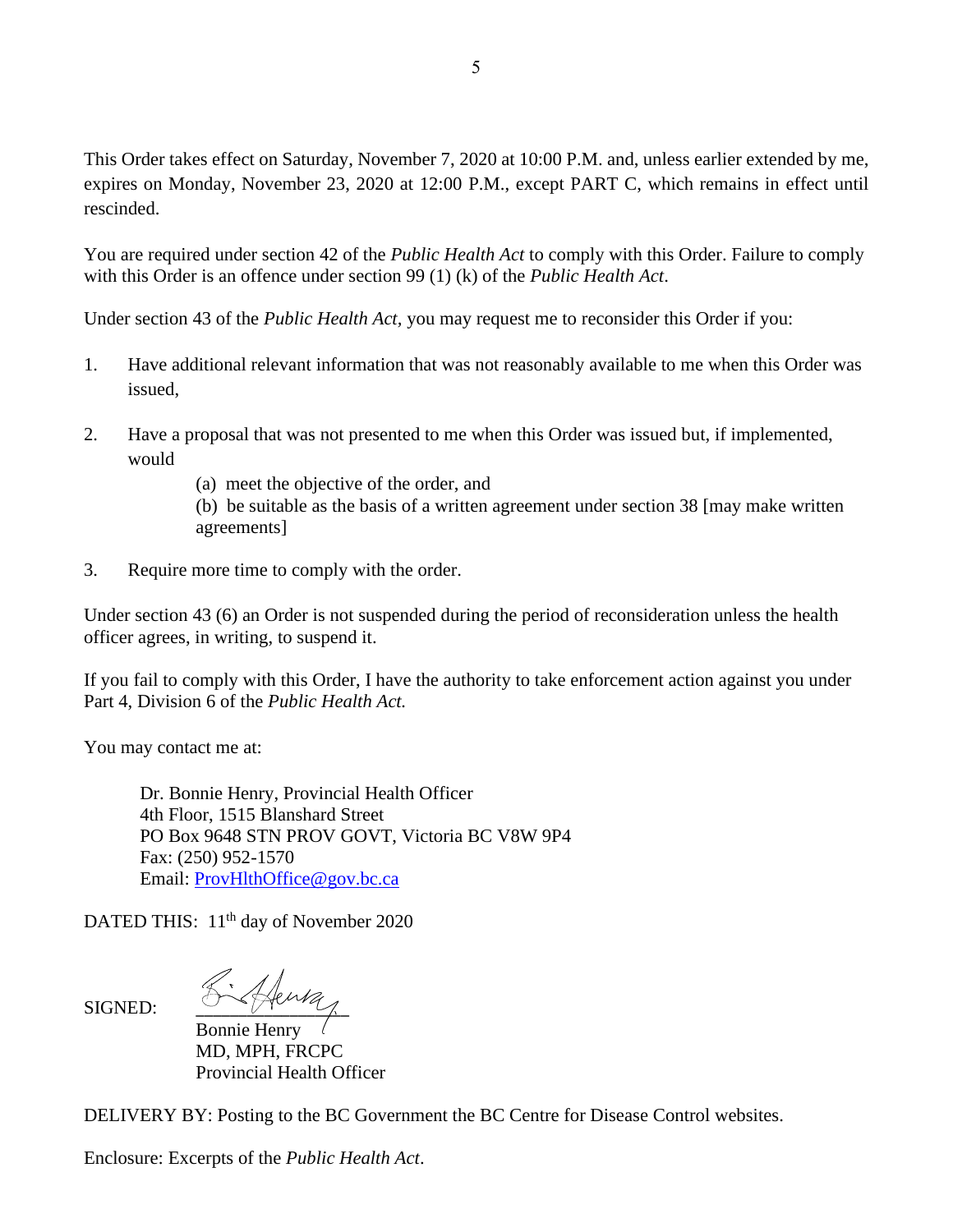This Order takes effect on Saturday, November 7, 2020 at 10:00 P.M. and, unless earlier extended by me, expires on Monday, November 23, 2020 at 12:00 P.M., except PART C, which remains in effect until rescinded.

You are required under section 42 of the *Public Health Act* to comply with this Order. Failure to comply with this Order is an offence under section 99 (1) (k) of the *Public Health Act*.

Under section 43 of the *Public Health Act*, you may request me to reconsider this Order if you:

1. Have additional relevant information that was not reasonably available to me when this Order was issued,

2. Have a proposal that was not presented to me when this Order was issued but, if implemented, would

   (a) meet the objective of the order, and

   (b) be suitable as the basis of a written agreement under section 38 [may make written agreements]

3. Require more time to comply with the order.

Under section 43 (6) an Order is not suspended during the period of reconsideration unless the health officer agrees, in writing, to suspend it.

If you fail to comply with this Order, I have the authority to take enforcement action against you under Part 4, Division 6 of the *Public Health Act.*

You may contact me at:

Dr. Bonnie Henry, Provincial Health Officer
4th Floor, 1515 Blanshard Street
PO Box 9648 STN PROV GOVT, Victoria BC V8W 9P4
Fax: (250) 952-1570
Email: ProvHlthOffice@gov.bc.ca

DATED THIS: 11th day of November 2020

SIGNED:

Bonnie Henry
MD, MPH, FRCPC
Provincial Health Officer

DELIVERY BY: Posting to the BC Government the BC Centre for Disease Control websites.

Enclosure: Excerpts of the *Public Health Act*.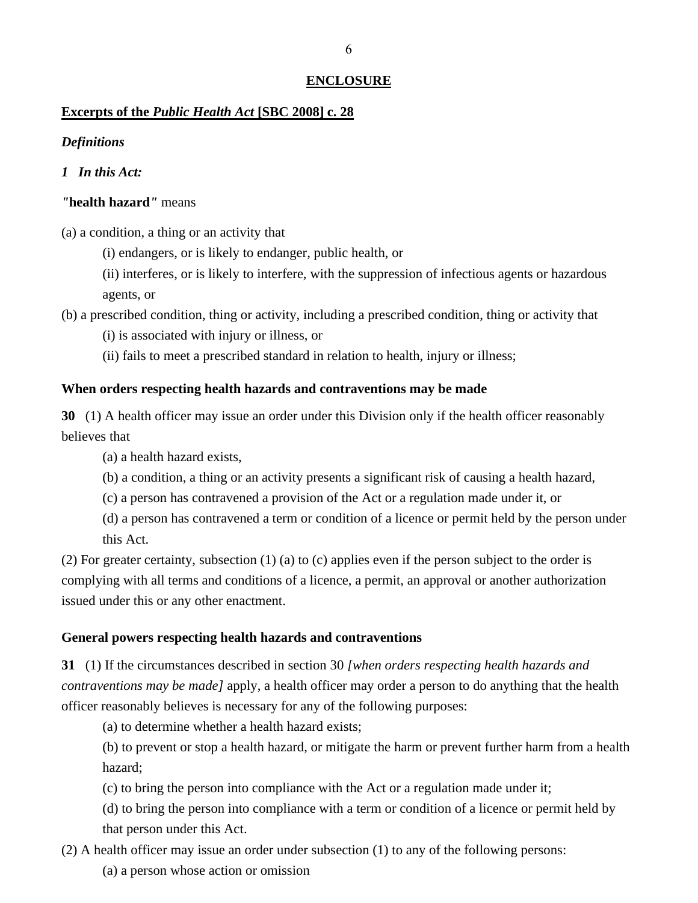**ENCLOSURE**

**Excerpts of the *Public Health Act* [SBC 2008] c. 28**

***Definitions***

***1 In this Act:***

***"*health hazard*"*** means

(a) a condition, a thing or an activity that

(i) endangers, or is likely to endanger, public health, or

(ii) interferes, or is likely to interfere, with the suppression of infectious agents or hazardous agents, or

(b) a prescribed condition, thing or activity, including a prescribed condition, thing or activity that

(i) is associated with injury or illness, or

(ii) fails to meet a prescribed standard in relation to health, injury or illness;

**When orders respecting health hazards and contraventions may be made**

**30** (1) A health officer may issue an order under this Division only if the health officer reasonably believes that

(a) a health hazard exists,

(b) a condition, a thing or an activity presents a significant risk of causing a health hazard,

(c) a person has contravened a provision of the Act or a regulation made under it, or

(d) a person has contravened a term or condition of a licence or permit held by the person under this Act.

(2) For greater certainty, subsection (1) (a) to (c) applies even if the person subject to the order is complying with all terms and conditions of a licence, a permit, an approval or another authorization issued under this or any other enactment.

**General powers respecting health hazards and contraventions**

**31** (1) If the circumstances described in section 30 *[when orders respecting health hazards and contraventions may be made]* apply, a health officer may order a person to do anything that the health officer reasonably believes is necessary for any of the following purposes:

(a) to determine whether a health hazard exists;

(b) to prevent or stop a health hazard, or mitigate the harm or prevent further harm from a health hazard;

(c) to bring the person into compliance with the Act or a regulation made under it;

(d) to bring the person into compliance with a term or condition of a licence or permit held by that person under this Act.

(2) A health officer may issue an order under subsection (1) to any of the following persons:

(a) a person whose action or omission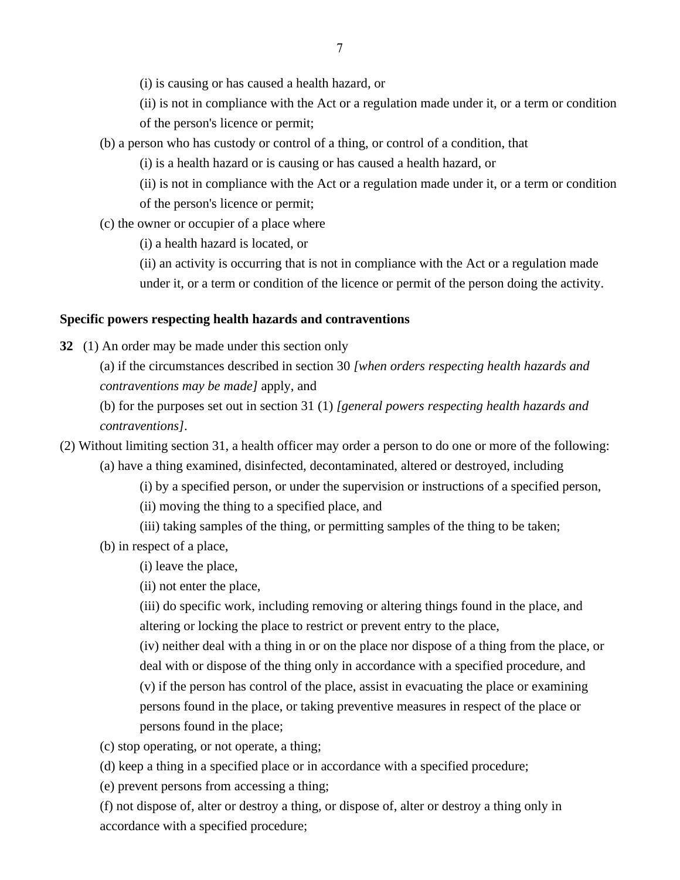(i) is causing or has caused a health hazard, or

(ii) is not in compliance with the Act or a regulation made under it, or a term or condition of the person's licence or permit;

(b) a person who has custody or control of a thing, or control of a condition, that

(i) is a health hazard or is causing or has caused a health hazard, or

(ii) is not in compliance with the Act or a regulation made under it, or a term or condition of the person's licence or permit;

(c) the owner or occupier of a place where

(i) a health hazard is located, or

(ii) an activity is occurring that is not in compliance with the Act or a regulation made under it, or a term or condition of the licence or permit of the person doing the activity.

**Specific powers respecting health hazards and contraventions**

**32** (1) An order may be made under this section only

(a) if the circumstances described in section 30 *[when orders respecting health hazards and contraventions may be made]* apply, and

(b) for the purposes set out in section 31 (1) *[general powers respecting health hazards and contraventions]*.

(2) Without limiting section 31, a health officer may order a person to do one or more of the following:

(a) have a thing examined, disinfected, decontaminated, altered or destroyed, including

(i) by a specified person, or under the supervision or instructions of a specified person,

(ii) moving the thing to a specified place, and

(iii) taking samples of the thing, or permitting samples of the thing to be taken;

(b) in respect of a place,

(i) leave the place,

(ii) not enter the place,

(iii) do specific work, including removing or altering things found in the place, and altering or locking the place to restrict or prevent entry to the place,

(iv) neither deal with a thing in or on the place nor dispose of a thing from the place, or deal with or dispose of the thing only in accordance with a specified procedure, and

(v) if the person has control of the place, assist in evacuating the place or examining persons found in the place, or taking preventive measures in respect of the place or persons found in the place;

(c) stop operating, or not operate, a thing;

(d) keep a thing in a specified place or in accordance with a specified procedure;

(e) prevent persons from accessing a thing;

(f) not dispose of, alter or destroy a thing, or dispose of, alter or destroy a thing only in accordance with a specified procedure;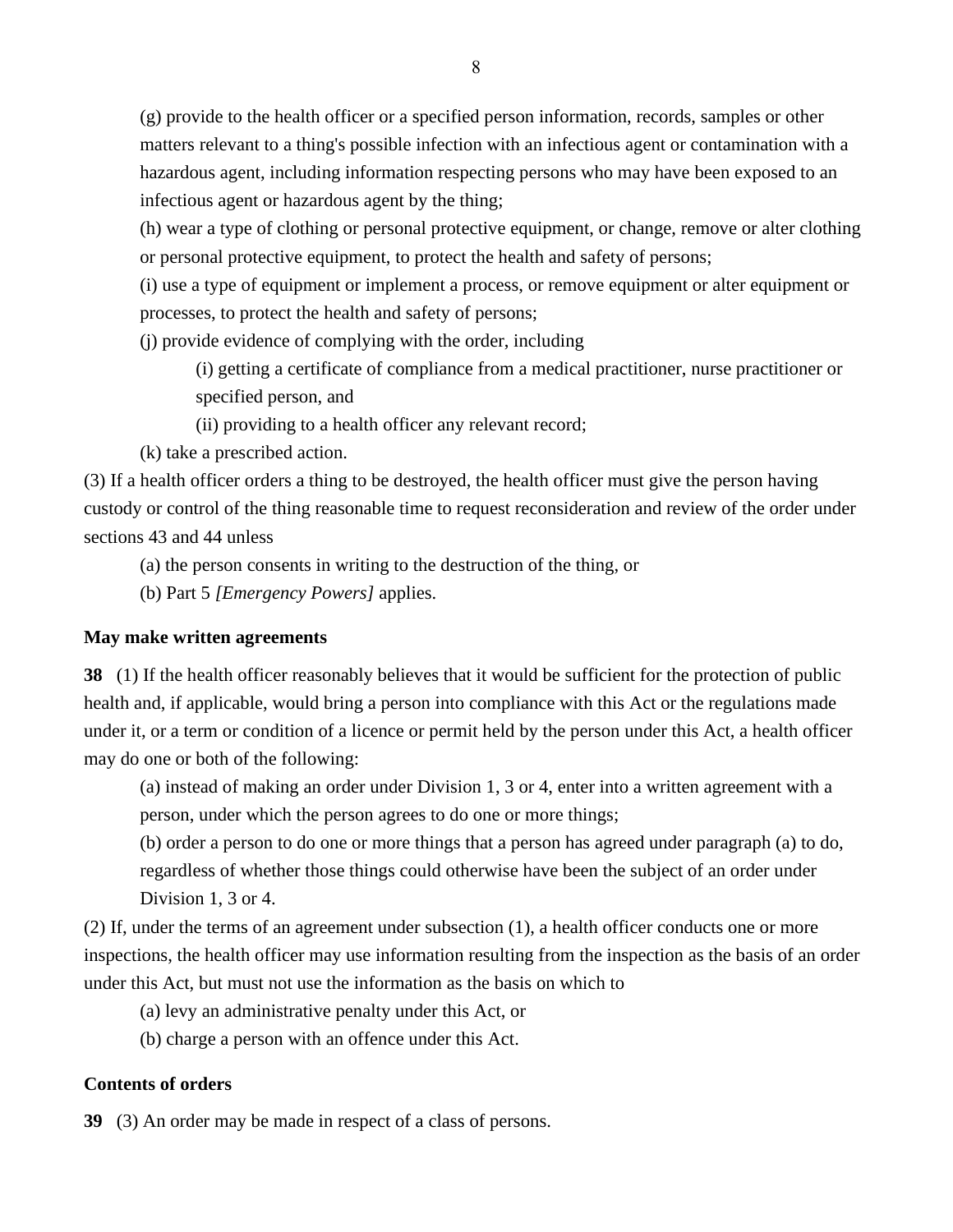(g) provide to the health officer or a specified person information, records, samples or other matters relevant to a thing's possible infection with an infectious agent or contamination with a hazardous agent, including information respecting persons who may have been exposed to an infectious agent or hazardous agent by the thing;

(h) wear a type of clothing or personal protective equipment, or change, remove or alter clothing or personal protective equipment, to protect the health and safety of persons;

(i) use a type of equipment or implement a process, or remove equipment or alter equipment or processes, to protect the health and safety of persons;

(j) provide evidence of complying with the order, including

(i) getting a certificate of compliance from a medical practitioner, nurse practitioner or specified person, and

(ii) providing to a health officer any relevant record;

(k) take a prescribed action.

(3) If a health officer orders a thing to be destroyed, the health officer must give the person having custody or control of the thing reasonable time to request reconsideration and review of the order under sections 43 and 44 unless

(a) the person consents in writing to the destruction of the thing, or

(b) Part 5 *[Emergency Powers]* applies.

### May make written agreements

**38** (1) If the health officer reasonably believes that it would be sufficient for the protection of public health and, if applicable, would bring a person into compliance with this Act or the regulations made under it, or a term or condition of a licence or permit held by the person under this Act, a health officer may do one or both of the following:

(a) instead of making an order under Division 1, 3 or 4, enter into a written agreement with a person, under which the person agrees to do one or more things;

(b) order a person to do one or more things that a person has agreed under paragraph (a) to do, regardless of whether those things could otherwise have been the subject of an order under Division 1, 3 or 4.

(2) If, under the terms of an agreement under subsection (1), a health officer conducts one or more inspections, the health officer may use information resulting from the inspection as the basis of an order under this Act, but must not use the information as the basis on which to

(a) levy an administrative penalty under this Act, or

(b) charge a person with an offence under this Act.

### Contents of orders

**39** (3) An order may be made in respect of a class of persons.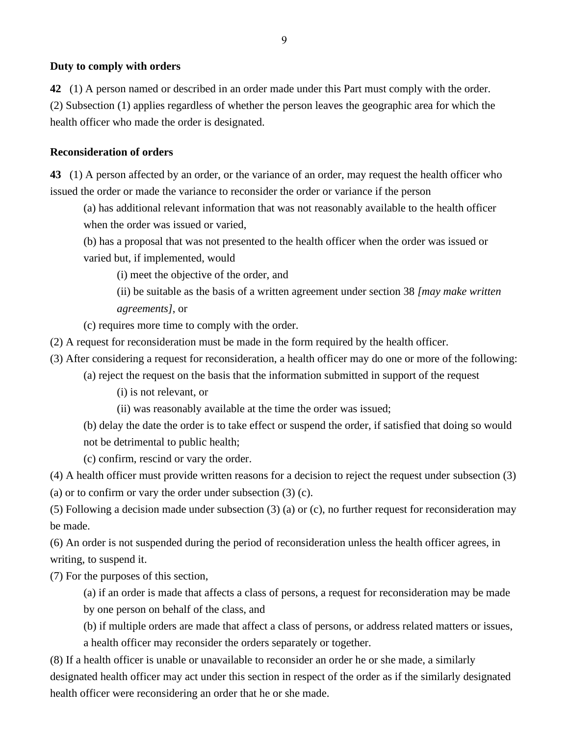**Duty to comply with orders**

**42** (1) A person named or described in an order made under this Part must comply with the order.
(2) Subsection (1) applies regardless of whether the person leaves the geographic area for which the health officer who made the order is designated.

**Reconsideration of orders**

**43** (1) A person affected by an order, or the variance of an order, may request the health officer who issued the order or made the variance to reconsider the order or variance if the person

> (a) has additional relevant information that was not reasonably available to the health officer when the order was issued or varied,
>
> (b) has a proposal that was not presented to the health officer when the order was issued or varied but, if implemented, would
>
> > (i) meet the objective of the order, and
> >
> > (ii) be suitable as the basis of a written agreement under section 38 *[may make written agreements]*, or
>
> (c) requires more time to comply with the order.

(2) A request for reconsideration must be made in the form required by the health officer.
(3) After considering a request for reconsideration, a health officer may do one or more of the following:

> (a) reject the request on the basis that the information submitted in support of the request
>
> > (i) is not relevant, or
> >
> > (ii) was reasonably available at the time the order was issued;
>
> (b) delay the date the order is to take effect or suspend the order, if satisfied that doing so would not be detrimental to public health;
>
> (c) confirm, rescind or vary the order.

(4) A health officer must provide written reasons for a decision to reject the request under subsection (3) (a) or to confirm or vary the order under subsection (3) (c).
(5) Following a decision made under subsection (3) (a) or (c), no further request for reconsideration may be made.
(6) An order is not suspended during the period of reconsideration unless the health officer agrees, in writing, to suspend it.
(7) For the purposes of this section,

> (a) if an order is made that affects a class of persons, a request for reconsideration may be made by one person on behalf of the class, and
>
> (b) if multiple orders are made that affect a class of persons, or address related matters or issues, a health officer may reconsider the orders separately or together.

(8) If a health officer is unable or unavailable to reconsider an order he or she made, a similarly designated health officer may act under this section in respect of the order as if the similarly designated health officer were reconsidering an order that he or she made.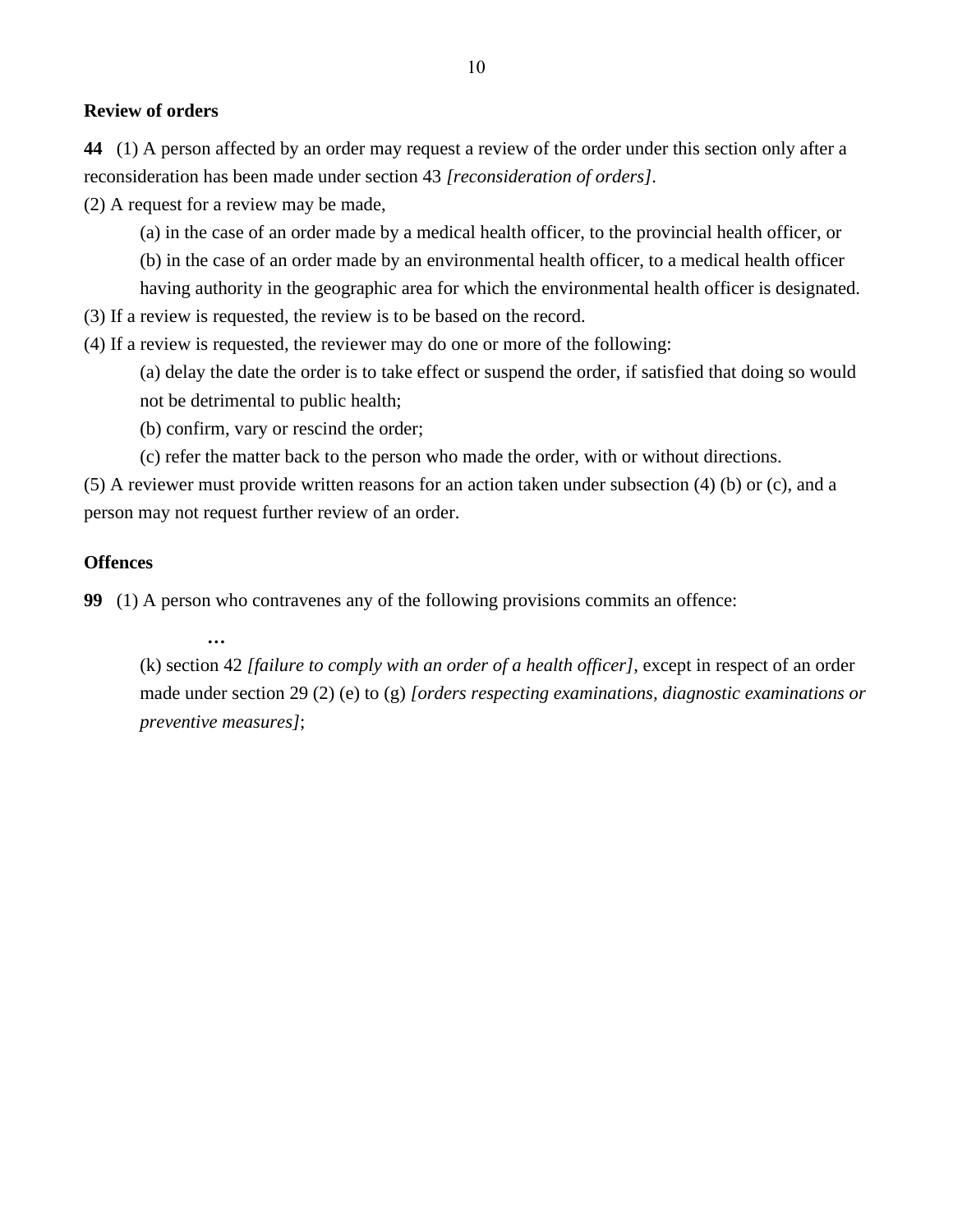**Review of orders**

**44** (1) A person affected by an order may request a review of the order under this section only after a reconsideration has been made under section 43 *[reconsideration of orders]*.

(2) A request for a review may be made,

(a) in the case of an order made by a medical health officer, to the provincial health officer, or

(b) in the case of an order made by an environmental health officer, to a medical health officer having authority in the geographic area for which the environmental health officer is designated.

(3) If a review is requested, the review is to be based on the record.

(4) If a review is requested, the reviewer may do one or more of the following:

(a) delay the date the order is to take effect or suspend the order, if satisfied that doing so would not be detrimental to public health;

(b) confirm, vary or rescind the order;

(c) refer the matter back to the person who made the order, with or without directions.

(5) A reviewer must provide written reasons for an action taken under subsection (4) (b) or (c), and a person may not request further review of an order.

**Offences**

**99** (1) A person who contravenes any of the following provisions commits an offence:

**…**

(k) section 42 *[failure to comply with an order of a health officer]*, except in respect of an order made under section 29 (2) (e) to (g) *[orders respecting examinations, diagnostic examinations or preventive measures]*;